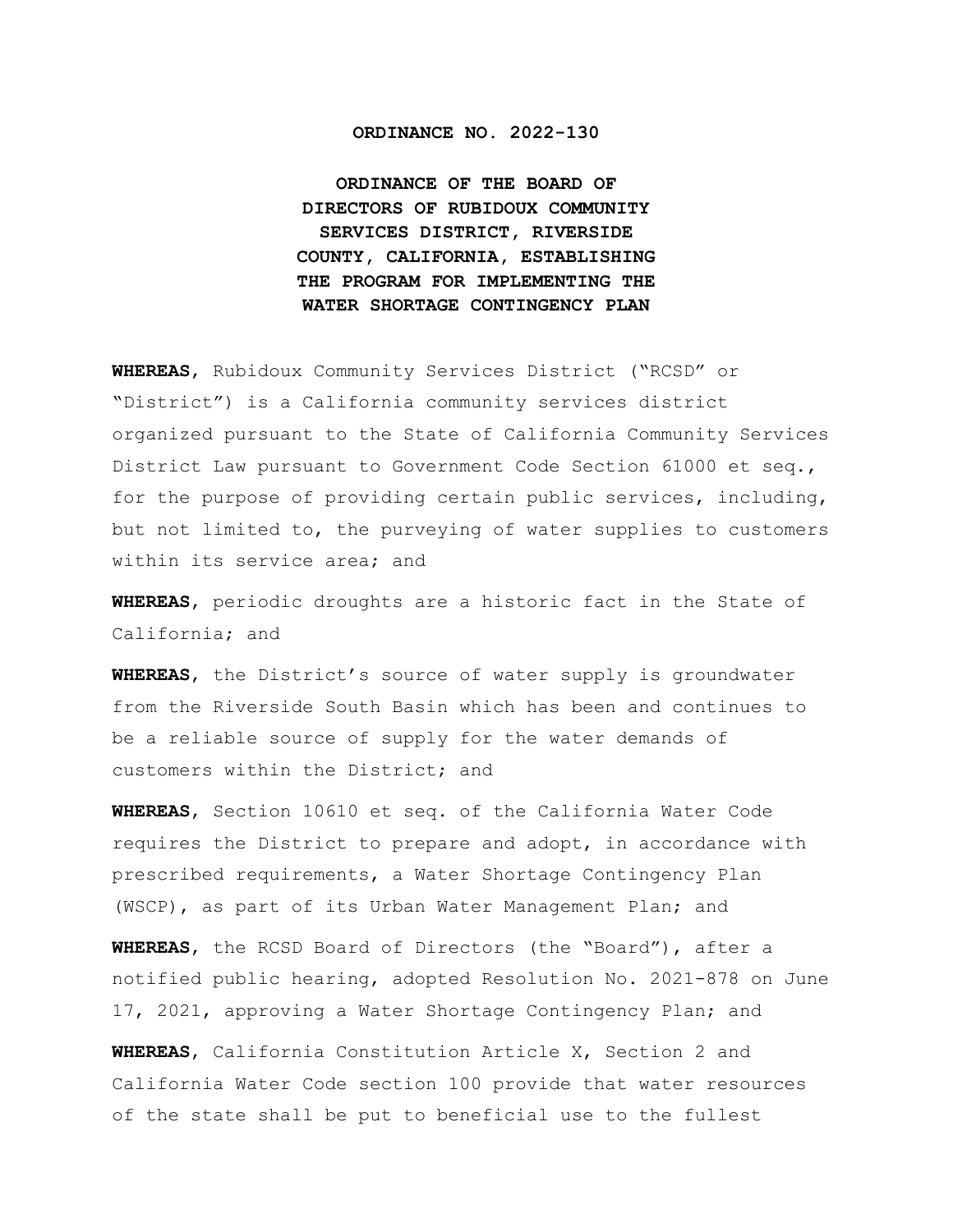**ORDINANCE NO. 2022-130**

**ORDINANCE OF THE BOARD OF DIRECTORS OF RUBIDOUX COMMUNITY SERVICES DISTRICT, RIVERSIDE COUNTY, CALIFORNIA, ESTABLISHING THE PROGRAM FOR IMPLEMENTING THE WATER SHORTAGE CONTINGENCY PLAN**

**WHEREAS**, Rubidoux Community Services District ("RCSD" or "District") is a California community services district organized pursuant to the State of California Community Services District Law pursuant to Government Code Section 61000 et seq., for the purpose of providing certain public services, including, but not limited to, the purveying of water supplies to customers within its service area; and

**WHEREAS**, periodic droughts are a historic fact in the State of California; and

**WHEREAS**, the District's source of water supply is groundwater from the Riverside South Basin which has been and continues to be a reliable source of supply for the water demands of customers within the District; and

**WHEREAS**, Section 10610 et seq. of the California Water Code requires the District to prepare and adopt, in accordance with prescribed requirements, a Water Shortage Contingency Plan (WSCP), as part of its Urban Water Management Plan; and

**WHEREAS**, the RCSD Board of Directors (the "Board"), after a notified public hearing, adopted Resolution No. 2021-878 on June 17, 2021, approving a Water Shortage Contingency Plan; and

**WHEREAS**, California Constitution Article X, Section 2 and California Water Code section 100 provide that water resources of the state shall be put to beneficial use to the fullest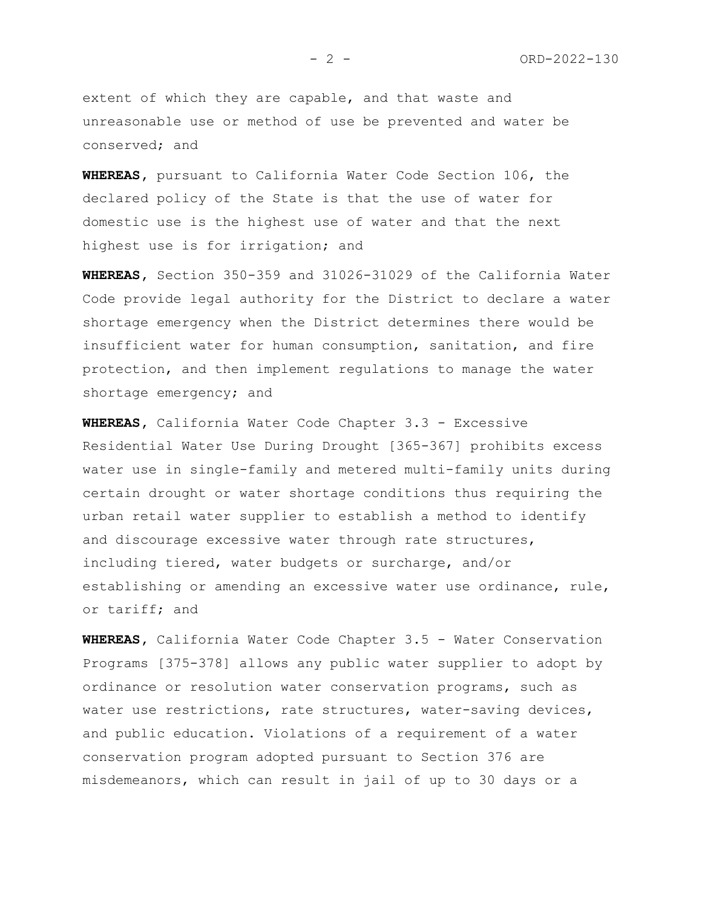extent of which they are capable, and that waste and unreasonable use or method of use be prevented and water be conserved; and

**WHEREAS,** pursuant to California Water Code Section 106, the declared policy of the State is that the use of water for domestic use is the highest use of water and that the next highest use is for irrigation; and

**WHEREAS,** Section 350-359 and 31026-31029 of the California Water Code provide legal authority for the District to declare a water shortage emergency when the District determines there would be insufficient water for human consumption, sanitation, and fire protection, and then implement regulations to manage the water shortage emergency; and

**WHEREAS,** California Water Code Chapter 3.3 - Excessive Residential Water Use During Drought [365-367] prohibits excess water use in single-family and metered multi-family units during certain drought or water shortage conditions thus requiring the urban retail water supplier to establish a method to identify and discourage excessive water through rate structures, including tiered, water budgets or surcharge, and/or establishing or amending an excessive water use ordinance, rule, or tariff; and

**WHEREAS,** California Water Code Chapter 3.5 - Water Conservation Programs [375-378] allows any public water supplier to adopt by ordinance or resolution water conservation programs, such as water use restrictions, rate structures, water-saving devices, and public education. Violations of a requirement of a water conservation program adopted pursuant to Section 376 are misdemeanors, which can result in jail of up to 30 days or a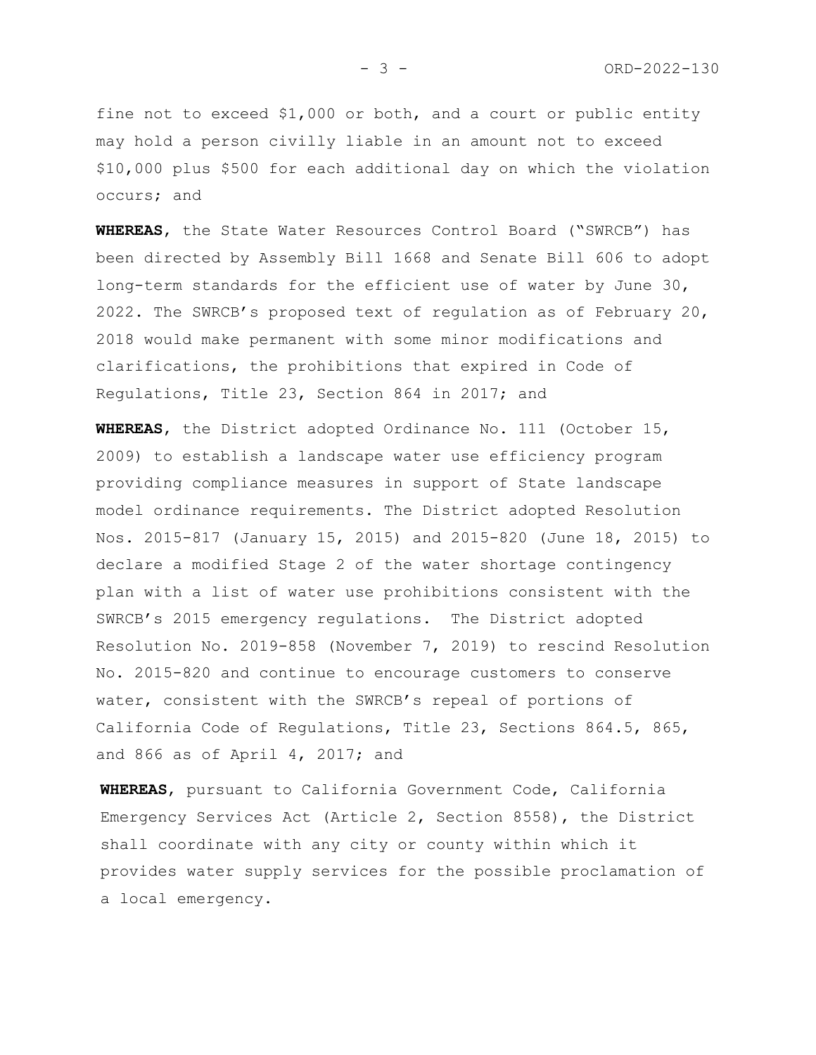fine not to exceed $1,000 or both, and a court or public entity may hold a person civilly liable in an amount not to exceed $10,000 plus $500 for each additional day on which the violation occurs; and

**WHEREAS**, the State Water Resources Control Board ("SWRCB") has been directed by Assembly Bill 1668 and Senate Bill 606 to adopt long-term standards for the efficient use of water by June 30, 2022. The SWRCB's proposed text of regulation as of February 20, 2018 would make permanent with some minor modifications and clarifications, the prohibitions that expired in Code of Regulations, Title 23, Section 864 in 2017; and

**WHEREAS**, the District adopted Ordinance No. 111 (October 15, 2009) to establish a landscape water use efficiency program providing compliance measures in support of State landscape model ordinance requirements. The District adopted Resolution Nos. 2015-817 (January 15, 2015) and 2015-820 (June 18, 2015) to declare a modified Stage 2 of the water shortage contingency plan with a list of water use prohibitions consistent with the SWRCB's 2015 emergency regulations. The District adopted Resolution No. 2019-858 (November 7, 2019) to rescind Resolution No. 2015-820 and continue to encourage customers to conserve water, consistent with the SWRCB's repeal of portions of California Code of Regulations, Title 23, Sections 864.5, 865, and 866 as of April 4, 2017; and

**WHEREAS**, pursuant to California Government Code, California Emergency Services Act (Article 2, Section 8558), the District shall coordinate with any city or county within which it provides water supply services for the possible proclamation of a local emergency.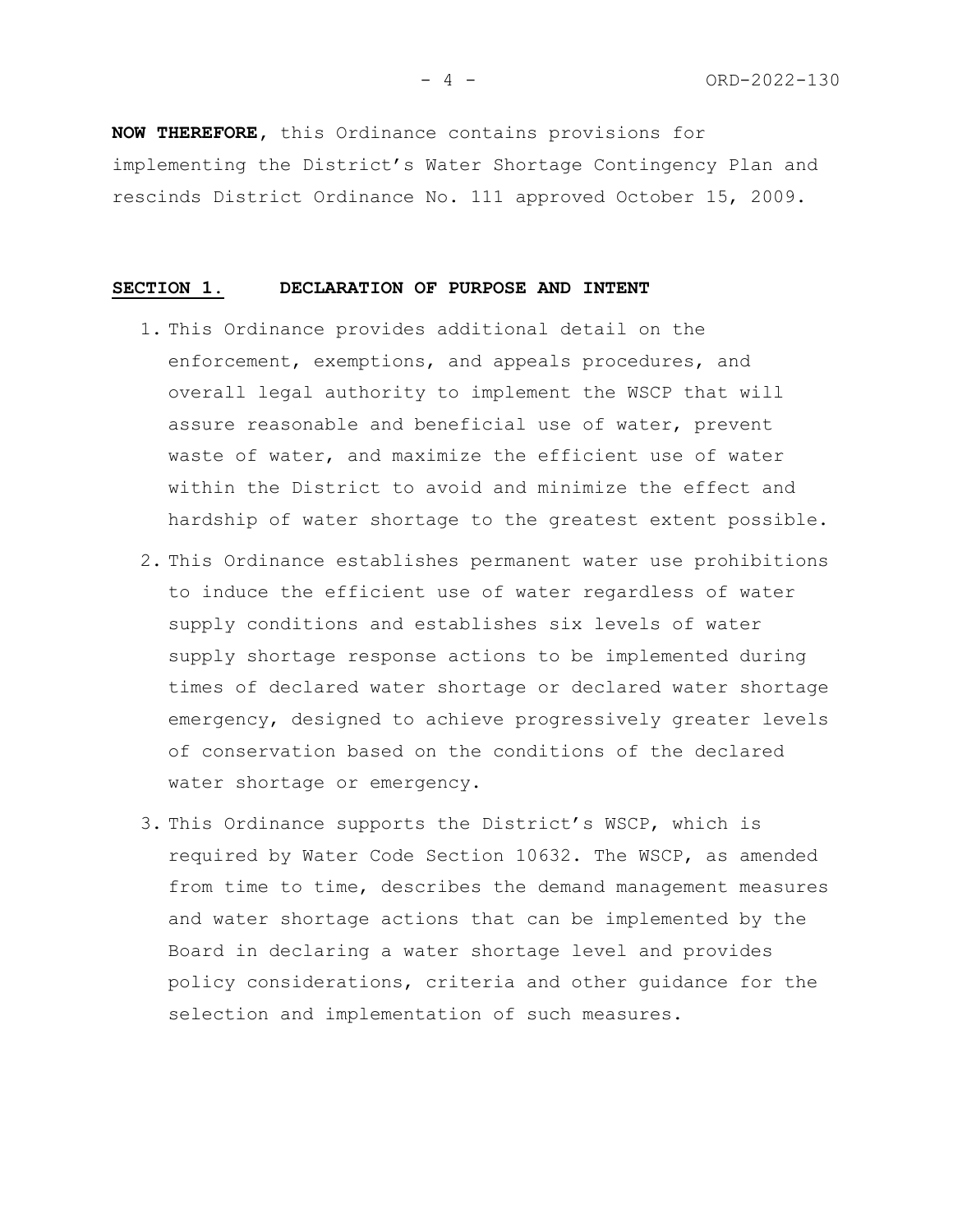**NOW THEREFORE**, this Ordinance contains provisions for implementing the District's Water Shortage Contingency Plan and rescinds District Ordinance No. 111 approved October 15, 2009.

## SECTION 1. DECLARATION OF PURPOSE AND INTENT

1. This Ordinance provides additional detail on the enforcement, exemptions, and appeals procedures, and overall legal authority to implement the WSCP that will assure reasonable and beneficial use of water, prevent waste of water, and maximize the efficient use of water within the District to avoid and minimize the effect and hardship of water shortage to the greatest extent possible.
2. This Ordinance establishes permanent water use prohibitions to induce the efficient use of water regardless of water supply conditions and establishes six levels of water supply shortage response actions to be implemented during times of declared water shortage or declared water shortage emergency, designed to achieve progressively greater levels of conservation based on the conditions of the declared water shortage or emergency.
3. This Ordinance supports the District's WSCP, which is required by Water Code Section 10632. The WSCP, as amended from time to time, describes the demand management measures and water shortage actions that can be implemented by the Board in declaring a water shortage level and provides policy considerations, criteria and other guidance for the selection and implementation of such measures.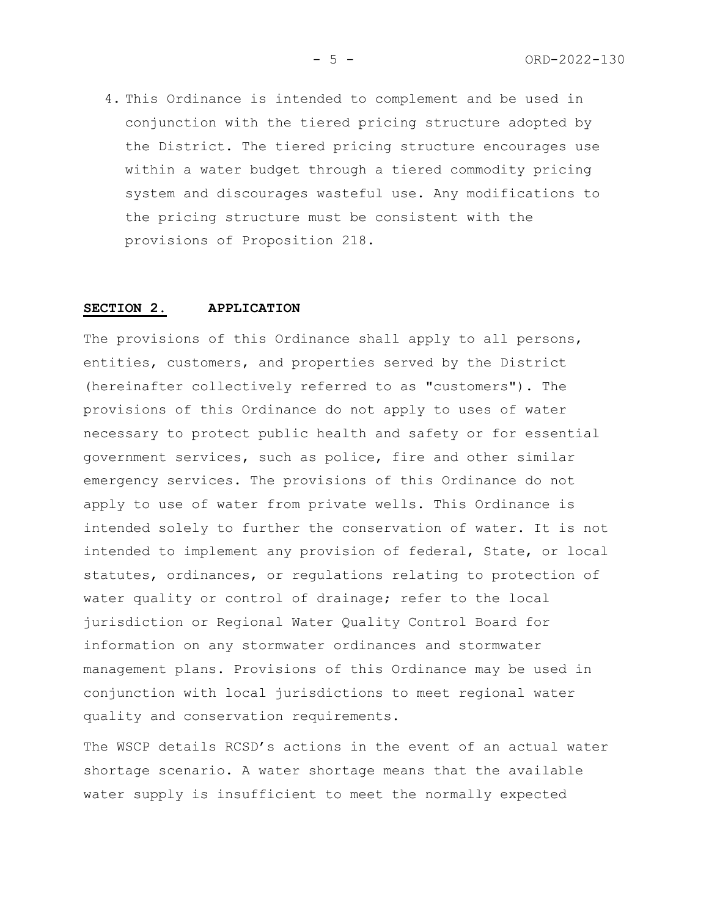4. This Ordinance is intended to complement and be used in conjunction with the tiered pricing structure adopted by the District. The tiered pricing structure encourages use within a water budget through a tiered commodity pricing system and discourages wasteful use. Any modifications to the pricing structure must be consistent with the provisions of Proposition 218.

## SECTION 2. APPLICATION

The provisions of this Ordinance shall apply to all persons, entities, customers, and properties served by the District (hereinafter collectively referred to as "customers"). The provisions of this Ordinance do not apply to uses of water necessary to protect public health and safety or for essential government services, such as police, fire and other similar emergency services. The provisions of this Ordinance do not apply to use of water from private wells. This Ordinance is intended solely to further the conservation of water. It is not intended to implement any provision of federal, State, or local statutes, ordinances, or regulations relating to protection of water quality or control of drainage; refer to the local jurisdiction or Regional Water Quality Control Board for information on any stormwater ordinances and stormwater management plans. Provisions of this Ordinance may be used in conjunction with local jurisdictions to meet regional water quality and conservation requirements.

The WSCP details RCSD's actions in the event of an actual water shortage scenario. A water shortage means that the available water supply is insufficient to meet the normally expected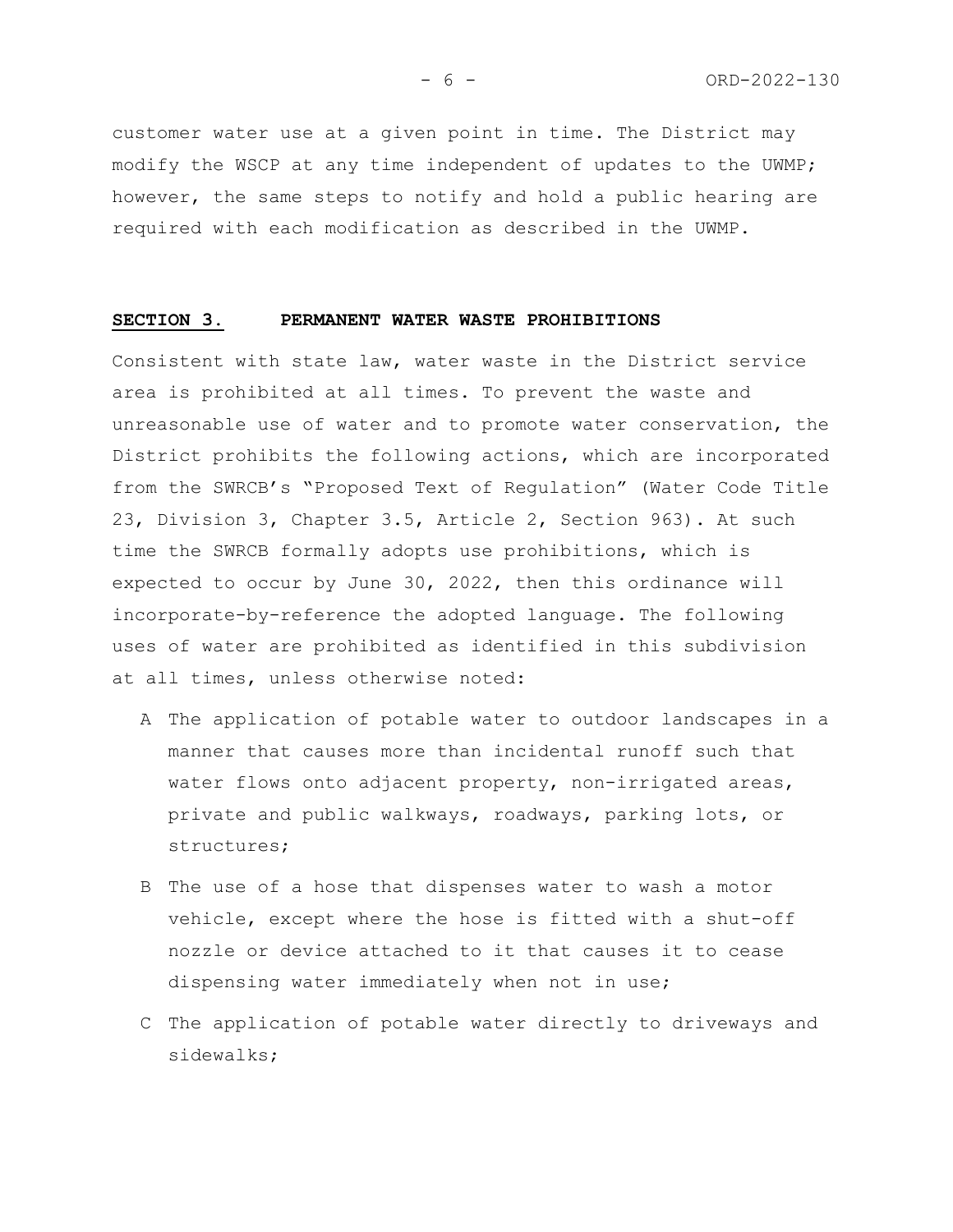customer water use at a given point in time. The District may modify the WSCP at any time independent of updates to the UWMP; however, the same steps to notify and hold a public hearing are required with each modification as described in the UWMP.

## SECTION 3. PERMANENT WATER WASTE PROHIBITIONS

Consistent with state law, water waste in the District service area is prohibited at all times. To prevent the waste and unreasonable use of water and to promote water conservation, the District prohibits the following actions, which are incorporated from the SWRCB's "Proposed Text of Regulation" (Water Code Title 23, Division 3, Chapter 3.5, Article 2, Section 963). At such time the SWRCB formally adopts use prohibitions, which is expected to occur by June 30, 2022, then this ordinance will incorporate-by-reference the adopted language. The following uses of water are prohibited as identified in this subdivision at all times, unless otherwise noted:

A The application of potable water to outdoor landscapes in a manner that causes more than incidental runoff such that water flows onto adjacent property, non-irrigated areas, private and public walkways, roadways, parking lots, or structures;

B The use of a hose that dispenses water to wash a motor vehicle, except where the hose is fitted with a shut-off nozzle or device attached to it that causes it to cease dispensing water immediately when not in use;

C The application of potable water directly to driveways and sidewalks;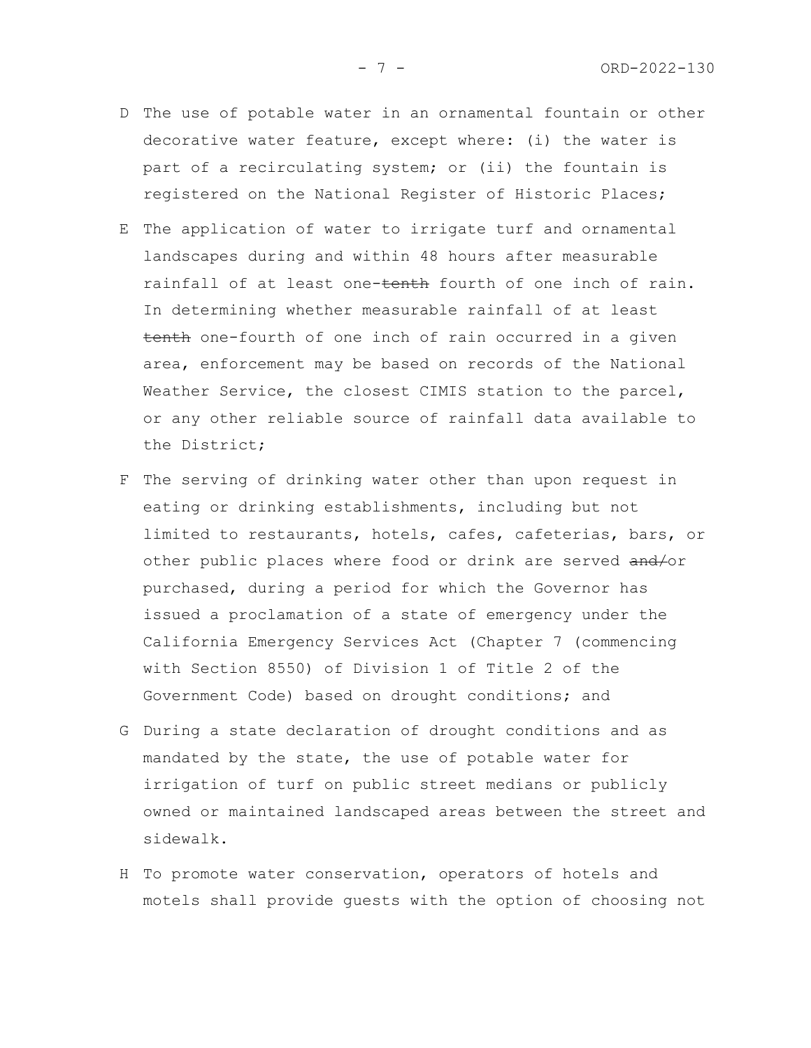D The use of potable water in an ornamental fountain or other decorative water feature, except where: (i) the water is part of a recirculating system; or (ii) the fountain is registered on the National Register of Historic Places;

E The application of water to irrigate turf and ornamental landscapes during and within 48 hours after measurable rainfall of at least one-~~tenth~~ fourth of one inch of rain. In determining whether measurable rainfall of at least ~~tenth~~ one-fourth of one inch of rain occurred in a given area, enforcement may be based on records of the National Weather Service, the closest CIMIS station to the parcel, or any other reliable source of rainfall data available to the District;

F The serving of drinking water other than upon request in eating or drinking establishments, including but not limited to restaurants, hotels, cafes, cafeterias, bars, or other public places where food or drink are served ~~and/~~or purchased, during a period for which the Governor has issued a proclamation of a state of emergency under the California Emergency Services Act (Chapter 7 (commencing with Section 8550) of Division 1 of Title 2 of the Government Code) based on drought conditions; and

G During a state declaration of drought conditions and as mandated by the state, the use of potable water for irrigation of turf on public street medians or publicly owned or maintained landscaped areas between the street and sidewalk.

H To promote water conservation, operators of hotels and motels shall provide guests with the option of choosing not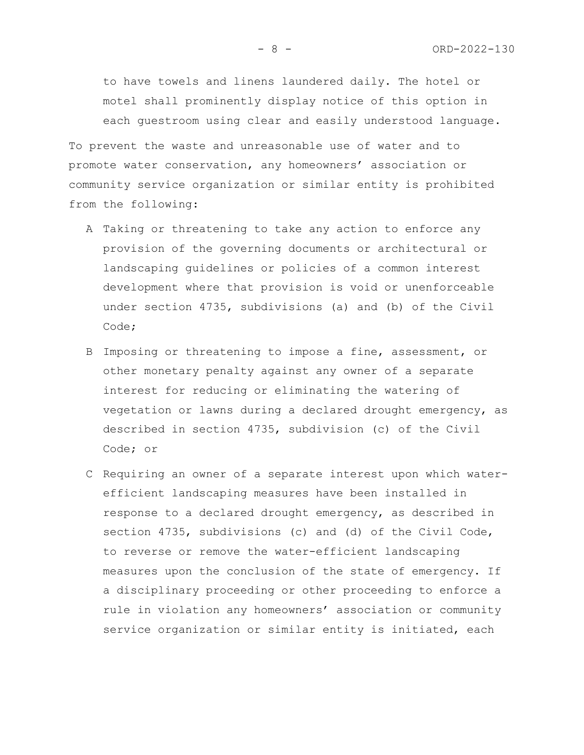to have towels and linens laundered daily. The hotel or motel shall prominently display notice of this option in each guestroom using clear and easily understood language.

To prevent the waste and unreasonable use of water and to promote water conservation, any homeowners' association or community service organization or similar entity is prohibited from the following:

A Taking or threatening to take any action to enforce any provision of the governing documents or architectural or landscaping guidelines or policies of a common interest development where that provision is void or unenforceable under section 4735, subdivisions (a) and (b) of the Civil Code;

B Imposing or threatening to impose a fine, assessment, or other monetary penalty against any owner of a separate interest for reducing or eliminating the watering of vegetation or lawns during a declared drought emergency, as described in section 4735, subdivision (c) of the Civil Code; or

C Requiring an owner of a separate interest upon which water-efficient landscaping measures have been installed in response to a declared drought emergency, as described in section 4735, subdivisions (c) and (d) of the Civil Code, to reverse or remove the water-efficient landscaping measures upon the conclusion of the state of emergency. If a disciplinary proceeding or other proceeding to enforce a rule in violation any homeowners' association or community service organization or similar entity is initiated, each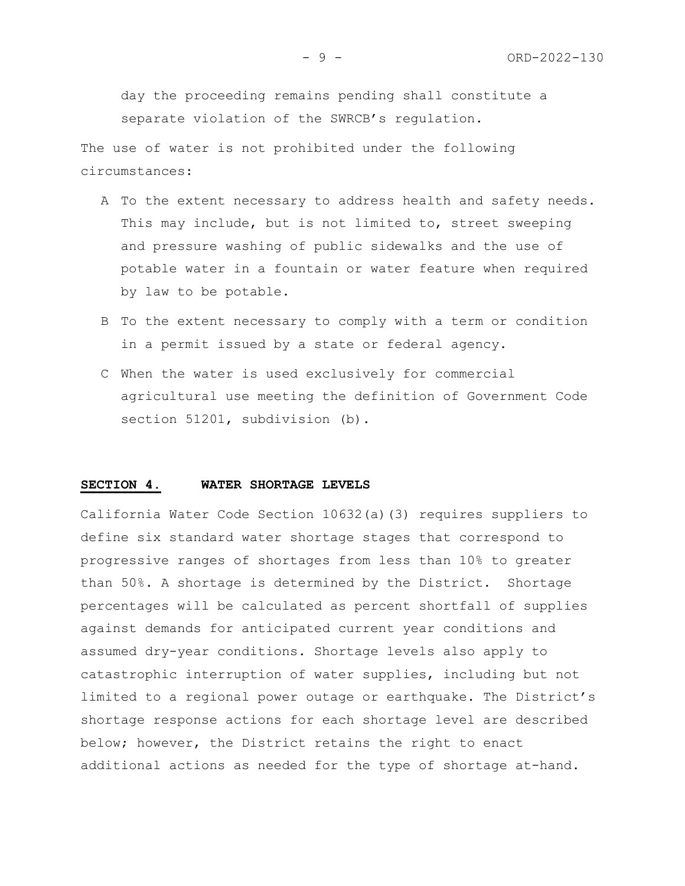day the proceeding remains pending shall constitute a separate violation of the SWRCB's regulation.

The use of water is not prohibited under the following circumstances:

A To the extent necessary to address health and safety needs. This may include, but is not limited to, street sweeping and pressure washing of public sidewalks and the use of potable water in a fountain or water feature when required by law to be potable.

B To the extent necessary to comply with a term or condition in a permit issued by a state or federal agency.

C When the water is used exclusively for commercial agricultural use meeting the definition of Government Code section 51201, subdivision (b).

## SECTION 4. WATER SHORTAGE LEVELS

California Water Code Section 10632(a)(3) requires suppliers to define six standard water shortage stages that correspond to progressive ranges of shortages from less than 10% to greater than 50%. A shortage is determined by the District. Shortage percentages will be calculated as percent shortfall of supplies against demands for anticipated current year conditions and assumed dry-year conditions. Shortage levels also apply to catastrophic interruption of water supplies, including but not limited to a regional power outage or earthquake. The District's shortage response actions for each shortage level are described below; however, the District retains the right to enact additional actions as needed for the type of shortage at-hand.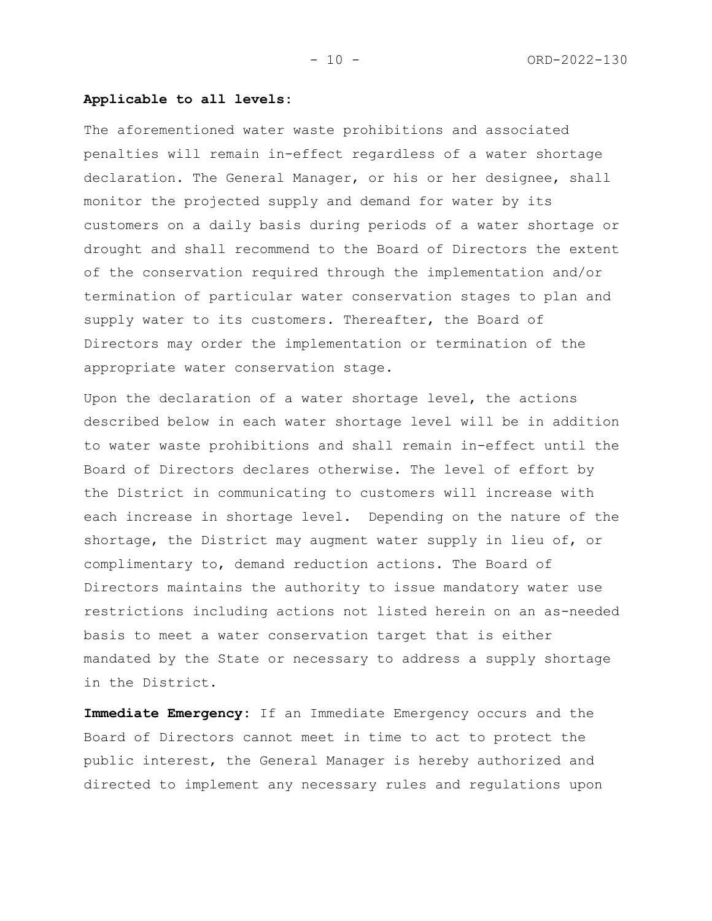**Applicable to all levels:**

The aforementioned water waste prohibitions and associated penalties will remain in-effect regardless of a water shortage declaration. The General Manager, or his or her designee, shall monitor the projected supply and demand for water by its customers on a daily basis during periods of a water shortage or drought and shall recommend to the Board of Directors the extent of the conservation required through the implementation and/or termination of particular water conservation stages to plan and supply water to its customers. Thereafter, the Board of Directors may order the implementation or termination of the appropriate water conservation stage.

Upon the declaration of a water shortage level, the actions described below in each water shortage level will be in addition to water waste prohibitions and shall remain in-effect until the Board of Directors declares otherwise. The level of effort by the District in communicating to customers will increase with each increase in shortage level. Depending on the nature of the shortage, the District may augment water supply in lieu of, or complimentary to, demand reduction actions. The Board of Directors maintains the authority to issue mandatory water use restrictions including actions not listed herein on an as-needed basis to meet a water conservation target that is either mandated by the State or necessary to address a supply shortage in the District.

**Immediate Emergency:** If an Immediate Emergency occurs and the Board of Directors cannot meet in time to act to protect the public interest, the General Manager is hereby authorized and directed to implement any necessary rules and regulations upon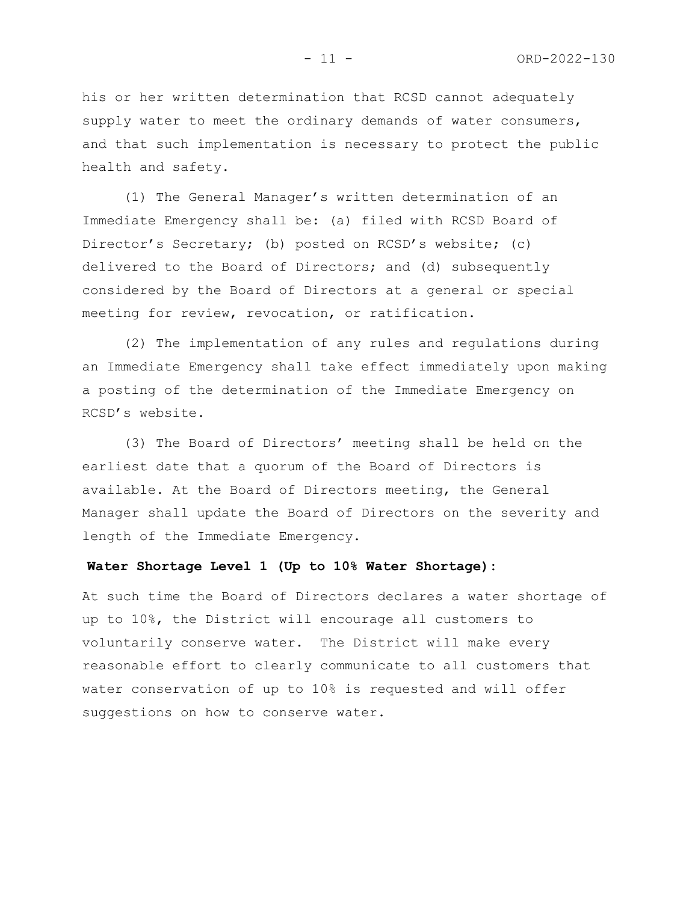his or her written determination that RCSD cannot adequately supply water to meet the ordinary demands of water consumers, and that such implementation is necessary to protect the public health and safety.

(1) The General Manager's written determination of an Immediate Emergency shall be: (a) filed with RCSD Board of Director's Secretary; (b) posted on RCSD's website; (c) delivered to the Board of Directors; and (d) subsequently considered by the Board of Directors at a general or special meeting for review, revocation, or ratification.

(2) The implementation of any rules and regulations during an Immediate Emergency shall take effect immediately upon making a posting of the determination of the Immediate Emergency on RCSD's website.

(3) The Board of Directors' meeting shall be held on the earliest date that a quorum of the Board of Directors is available. At the Board of Directors meeting, the General Manager shall update the Board of Directors on the severity and length of the Immediate Emergency.

**Water Shortage Level 1 (Up to 10% Water Shortage):**

At such time the Board of Directors declares a water shortage of up to 10%, the District will encourage all customers to voluntarily conserve water. The District will make every reasonable effort to clearly communicate to all customers that water conservation of up to 10% is requested and will offer suggestions on how to conserve water.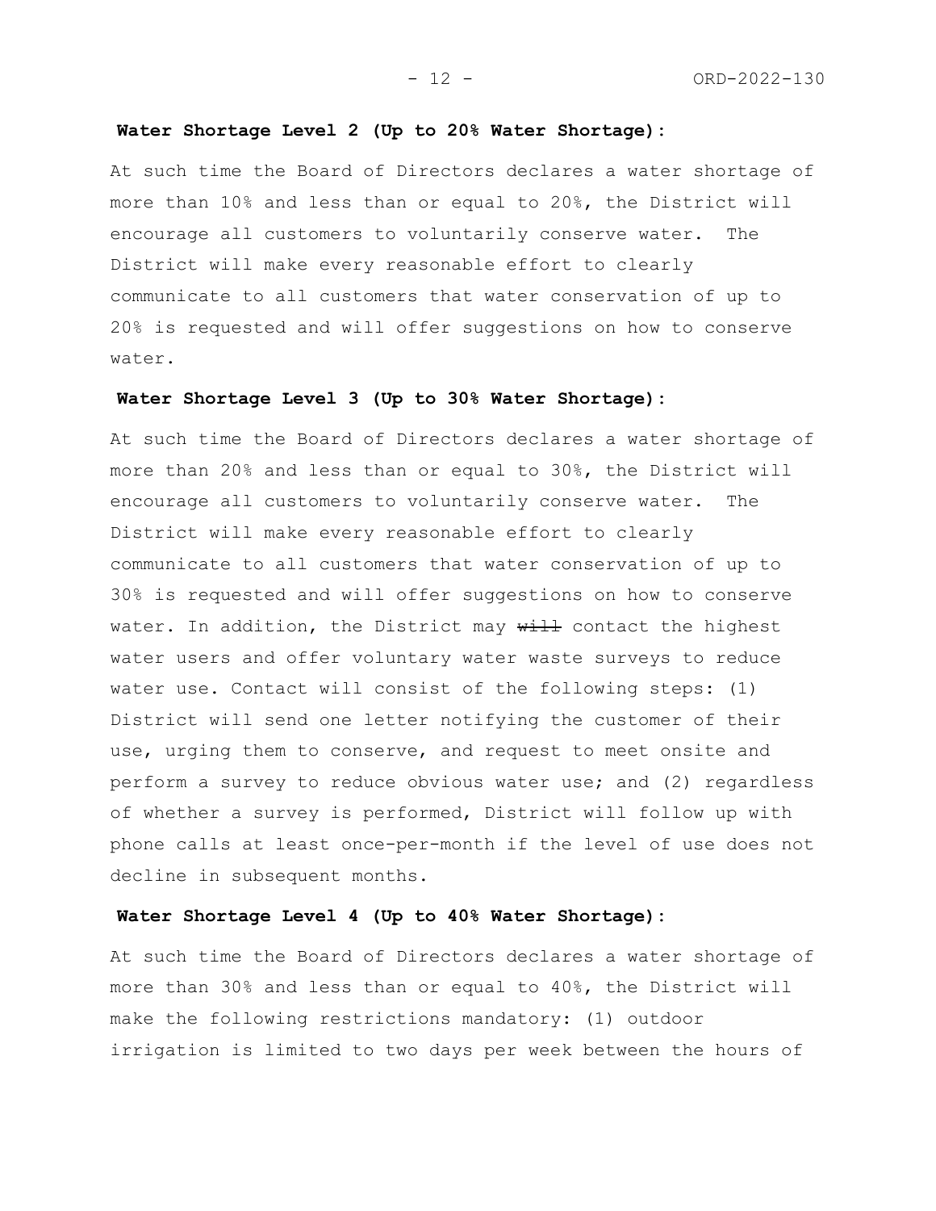**Water Shortage Level 2 (Up to 20% Water Shortage):**

At such time the Board of Directors declares a water shortage of more than 10% and less than or equal to 20%, the District will encourage all customers to voluntarily conserve water. The District will make every reasonable effort to clearly communicate to all customers that water conservation of up to 20% is requested and will offer suggestions on how to conserve water.

**Water Shortage Level 3 (Up to 30% Water Shortage):**

At such time the Board of Directors declares a water shortage of more than 20% and less than or equal to 30%, the District will encourage all customers to voluntarily conserve water. The District will make every reasonable effort to clearly communicate to all customers that water conservation of up to 30% is requested and will offer suggestions on how to conserve water. In addition, the District may ~~will~~ contact the highest water users and offer voluntary water waste surveys to reduce water use. Contact will consist of the following steps: (1) District will send one letter notifying the customer of their use, urging them to conserve, and request to meet onsite and perform a survey to reduce obvious water use; and (2) regardless of whether a survey is performed, District will follow up with phone calls at least once-per-month if the level of use does not decline in subsequent months.

**Water Shortage Level 4 (Up to 40% Water Shortage):**

At such time the Board of Directors declares a water shortage of more than 30% and less than or equal to 40%, the District will make the following restrictions mandatory: (1) outdoor irrigation is limited to two days per week between the hours of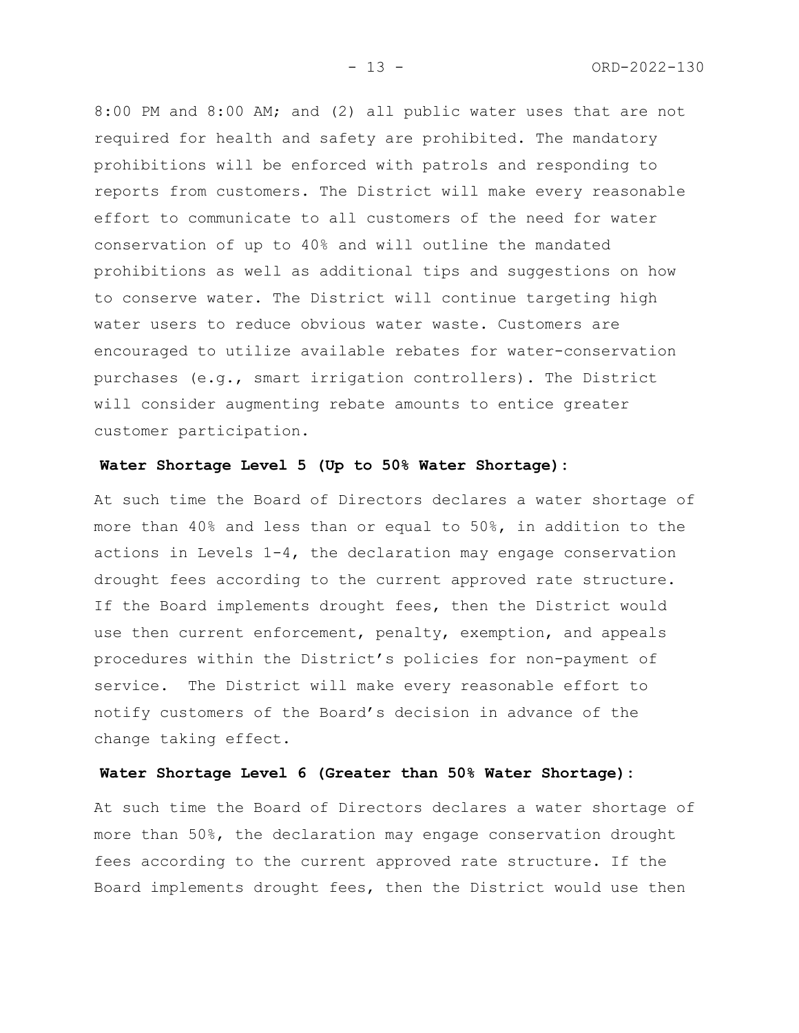8:00 PM and 8:00 AM; and (2) all public water uses that are not required for health and safety are prohibited. The mandatory prohibitions will be enforced with patrols and responding to reports from customers. The District will make every reasonable effort to communicate to all customers of the need for water conservation of up to 40% and will outline the mandated prohibitions as well as additional tips and suggestions on how to conserve water. The District will continue targeting high water users to reduce obvious water waste. Customers are encouraged to utilize available rebates for water-conservation purchases (e.g., smart irrigation controllers). The District will consider augmenting rebate amounts to entice greater customer participation.

**Water Shortage Level 5 (Up to 50% Water Shortage):**

At such time the Board of Directors declares a water shortage of more than 40% and less than or equal to 50%, in addition to the actions in Levels 1-4, the declaration may engage conservation drought fees according to the current approved rate structure. If the Board implements drought fees, then the District would use then current enforcement, penalty, exemption, and appeals procedures within the District's policies for non-payment of service. The District will make every reasonable effort to notify customers of the Board's decision in advance of the change taking effect.

**Water Shortage Level 6 (Greater than 50% Water Shortage):**

At such time the Board of Directors declares a water shortage of more than 50%, the declaration may engage conservation drought fees according to the current approved rate structure. If the Board implements drought fees, then the District would use then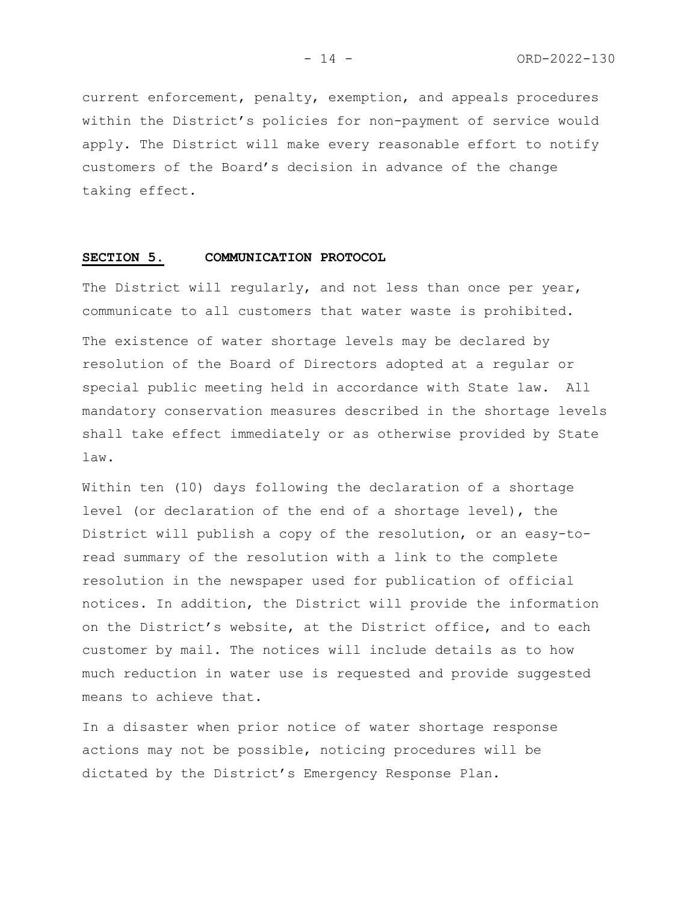current enforcement, penalty, exemption, and appeals procedures within the District's policies for non-payment of service would apply. The District will make every reasonable effort to notify customers of the Board's decision in advance of the change taking effect.

## SECTION 5. COMMUNICATION PROTOCOL

The District will regularly, and not less than once per year, communicate to all customers that water waste is prohibited.

The existence of water shortage levels may be declared by resolution of the Board of Directors adopted at a regular or special public meeting held in accordance with State law. All mandatory conservation measures described in the shortage levels shall take effect immediately or as otherwise provided by State law.

Within ten (10) days following the declaration of a shortage level (or declaration of the end of a shortage level), the District will publish a copy of the resolution, or an easy-to-read summary of the resolution with a link to the complete resolution in the newspaper used for publication of official notices. In addition, the District will provide the information on the District's website, at the District office, and to each customer by mail. The notices will include details as to how much reduction in water use is requested and provide suggested means to achieve that.

In a disaster when prior notice of water shortage response actions may not be possible, noticing procedures will be dictated by the District's Emergency Response Plan.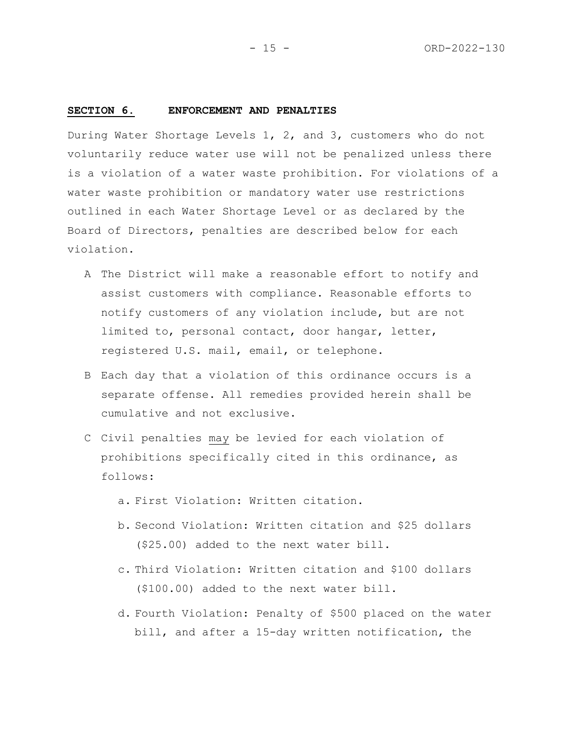## **SECTION 6. ENFORCEMENT AND PENALTIES**

During Water Shortage Levels 1, 2, and 3, customers who do not voluntarily reduce water use will not be penalized unless there is a violation of a water waste prohibition. For violations of a water waste prohibition or mandatory water use restrictions outlined in each Water Shortage Level or as declared by the Board of Directors, penalties are described below for each violation.

A The District will make a reasonable effort to notify and assist customers with compliance. Reasonable efforts to notify customers of any violation include, but are not limited to, personal contact, door hangar, letter, registered U.S. mail, email, or telephone.

B Each day that a violation of this ordinance occurs is a separate offense. All remedies provided herein shall be cumulative and not exclusive.

C Civil penalties <u>may</u> be levied for each violation of prohibitions specifically cited in this ordinance, as follows:

   a. First Violation: Written citation.

   b. Second Violation: Written citation and $25 dollars ($25.00) added to the next water bill.

   c. Third Violation: Written citation and $100 dollars ($100.00) added to the next water bill.

   d. Fourth Violation: Penalty of $500 placed on the water bill, and after a 15-day written notification, the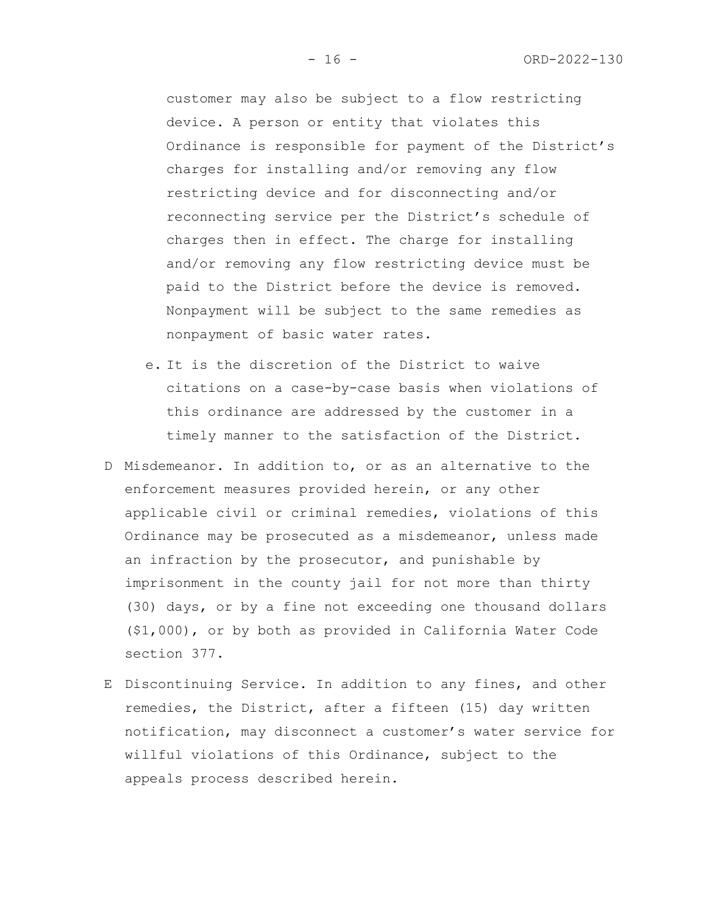customer may also be subject to a flow restricting device. A person or entity that violates this Ordinance is responsible for payment of the District's charges for installing and/or removing any flow restricting device and for disconnecting and/or reconnecting service per the District's schedule of charges then in effect. The charge for installing and/or removing any flow restricting device must be paid to the District before the device is removed. Nonpayment will be subject to the same remedies as nonpayment of basic water rates.

e. It is the discretion of the District to waive citations on a case-by-case basis when violations of this ordinance are addressed by the customer in a timely manner to the satisfaction of the District.

D Misdemeanor. In addition to, or as an alternative to the enforcement measures provided herein, or any other applicable civil or criminal remedies, violations of this Ordinance may be prosecuted as a misdemeanor, unless made an infraction by the prosecutor, and punishable by imprisonment in the county jail for not more than thirty (30) days, or by a fine not exceeding one thousand dollars ($1,000), or by both as provided in California Water Code section 377.

E Discontinuing Service. In addition to any fines, and other remedies, the District, after a fifteen (15) day written notification, may disconnect a customer's water service for willful violations of this Ordinance, subject to the appeals process described herein.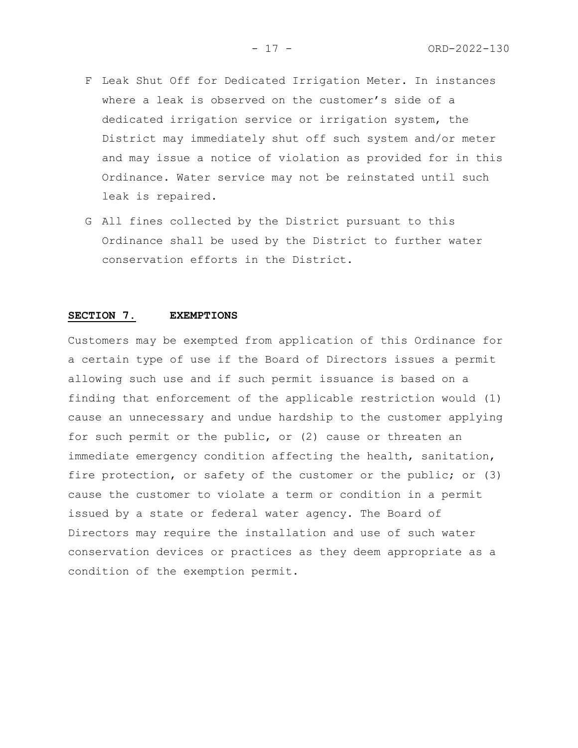F Leak Shut Off for Dedicated Irrigation Meter. In instances where a leak is observed on the customer's side of a dedicated irrigation service or irrigation system, the District may immediately shut off such system and/or meter and may issue a notice of violation as provided for in this Ordinance. Water service may not be reinstated until such leak is repaired.

G All fines collected by the District pursuant to this Ordinance shall be used by the District to further water conservation efforts in the District.

## SECTION 7. EXEMPTIONS

Customers may be exempted from application of this Ordinance for a certain type of use if the Board of Directors issues a permit allowing such use and if such permit issuance is based on a finding that enforcement of the applicable restriction would (1) cause an unnecessary and undue hardship to the customer applying for such permit or the public, or (2) cause or threaten an immediate emergency condition affecting the health, sanitation, fire protection, or safety of the customer or the public; or (3) cause the customer to violate a term or condition in a permit issued by a state or federal water agency. The Board of Directors may require the installation and use of such water conservation devices or practices as they deem appropriate as a condition of the exemption permit.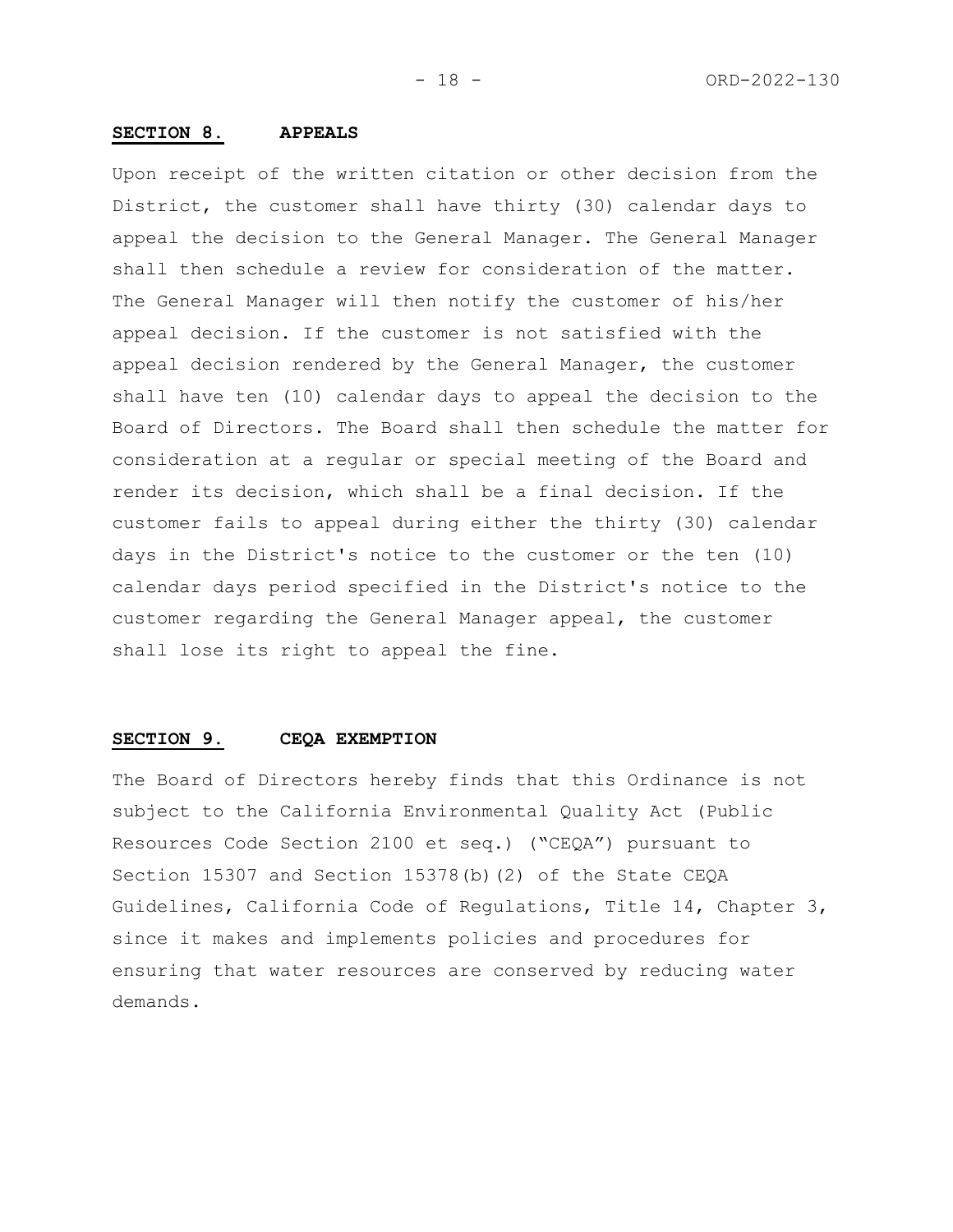## SECTION 8. APPEALS

Upon receipt of the written citation or other decision from the District, the customer shall have thirty (30) calendar days to appeal the decision to the General Manager. The General Manager shall then schedule a review for consideration of the matter. The General Manager will then notify the customer of his/her appeal decision. If the customer is not satisfied with the appeal decision rendered by the General Manager, the customer shall have ten (10) calendar days to appeal the decision to the Board of Directors. The Board shall then schedule the matter for consideration at a regular or special meeting of the Board and render its decision, which shall be a final decision. If the customer fails to appeal during either the thirty (30) calendar days in the District's notice to the customer or the ten (10) calendar days period specified in the District's notice to the customer regarding the General Manager appeal, the customer shall lose its right to appeal the fine.

## SECTION 9. CEQA EXEMPTION

The Board of Directors hereby finds that this Ordinance is not subject to the California Environmental Quality Act (Public Resources Code Section 2100 et seq.) ("CEQA") pursuant to Section 15307 and Section 15378(b)(2) of the State CEQA Guidelines, California Code of Regulations, Title 14, Chapter 3, since it makes and implements policies and procedures for ensuring that water resources are conserved by reducing water demands.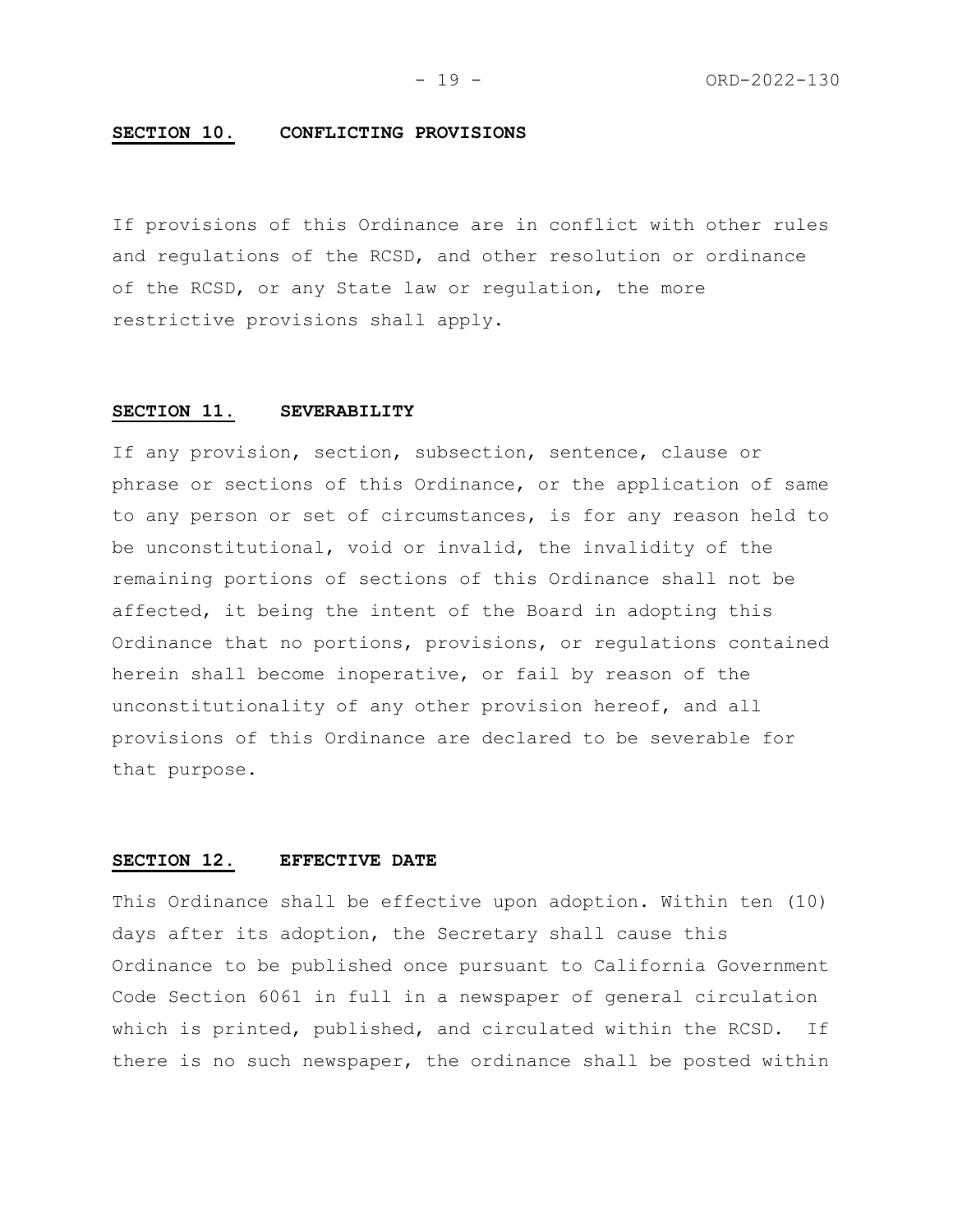**SECTION 10. CONFLICTING PROVISIONS**

If provisions of this Ordinance are in conflict with other rules and regulations of the RCSD, and other resolution or ordinance of the RCSD, or any State law or regulation, the more restrictive provisions shall apply.

**SECTION 11. SEVERABILITY**

If any provision, section, subsection, sentence, clause or phrase or sections of this Ordinance, or the application of same to any person or set of circumstances, is for any reason held to be unconstitutional, void or invalid, the invalidity of the remaining portions of sections of this Ordinance shall not be affected, it being the intent of the Board in adopting this Ordinance that no portions, provisions, or regulations contained herein shall become inoperative, or fail by reason of the unconstitutionality of any other provision hereof, and all provisions of this Ordinance are declared to be severable for that purpose.

**SECTION 12. EFFECTIVE DATE**

This Ordinance shall be effective upon adoption. Within ten (10) days after its adoption, the Secretary shall cause this Ordinance to be published once pursuant to California Government Code Section 6061 in full in a newspaper of general circulation which is printed, published, and circulated within the RCSD. If there is no such newspaper, the ordinance shall be posted within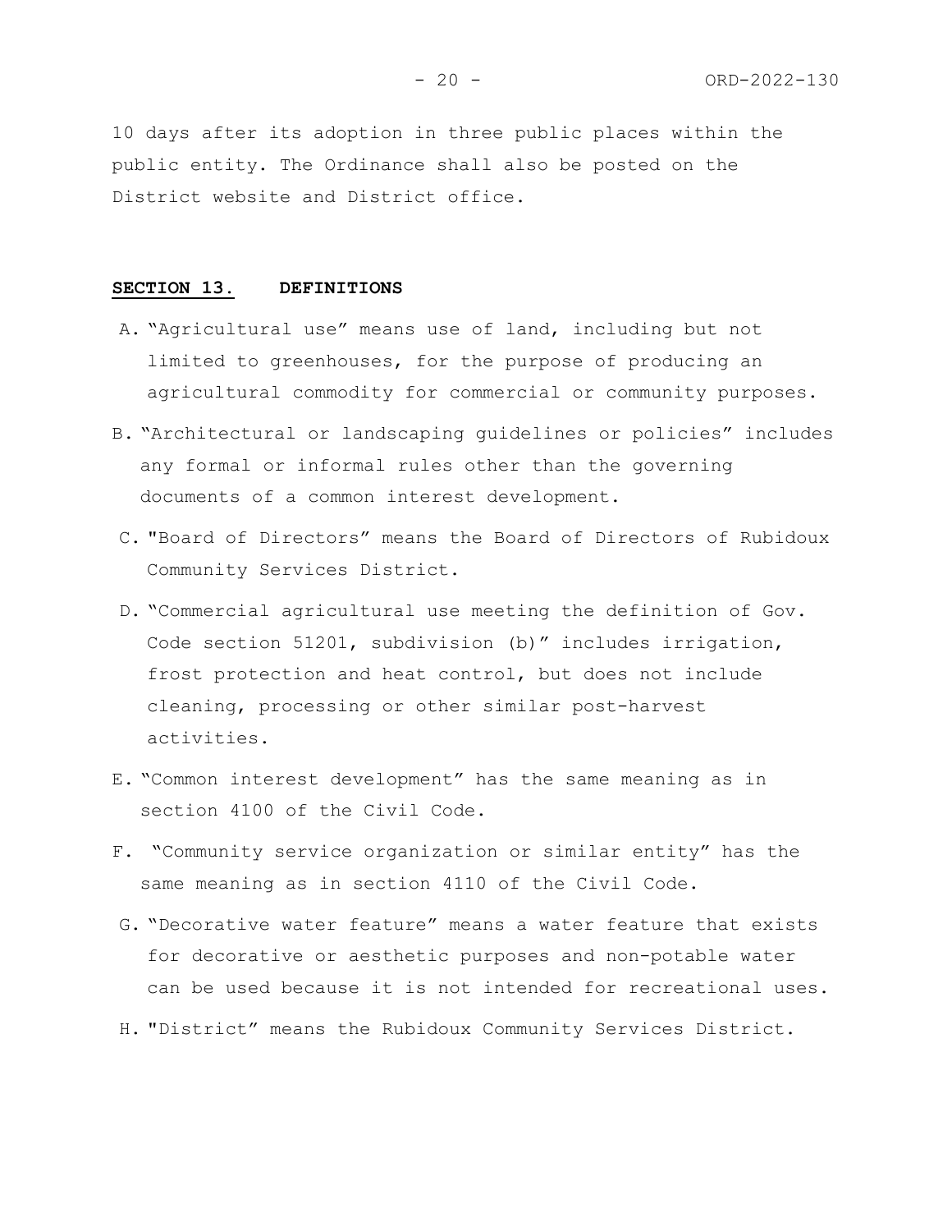10 days after its adoption in three public places within the public entity. The Ordinance shall also be posted on the District website and District office.

**SECTION 13. DEFINITIONS**

A. "Agricultural use" means use of land, including but not limited to greenhouses, for the purpose of producing an agricultural commodity for commercial or community purposes.

B. "Architectural or landscaping guidelines or policies" includes any formal or informal rules other than the governing documents of a common interest development.

C. "Board of Directors" means the Board of Directors of Rubidoux Community Services District.

D. "Commercial agricultural use meeting the definition of Gov. Code section 51201, subdivision (b)" includes irrigation, frost protection and heat control, but does not include cleaning, processing or other similar post-harvest activities.

E. "Common interest development" has the same meaning as in section 4100 of the Civil Code.

F. "Community service organization or similar entity" has the same meaning as in section 4110 of the Civil Code.

G. "Decorative water feature" means a water feature that exists for decorative or aesthetic purposes and non-potable water can be used because it is not intended for recreational uses.

H. "District" means the Rubidoux Community Services District.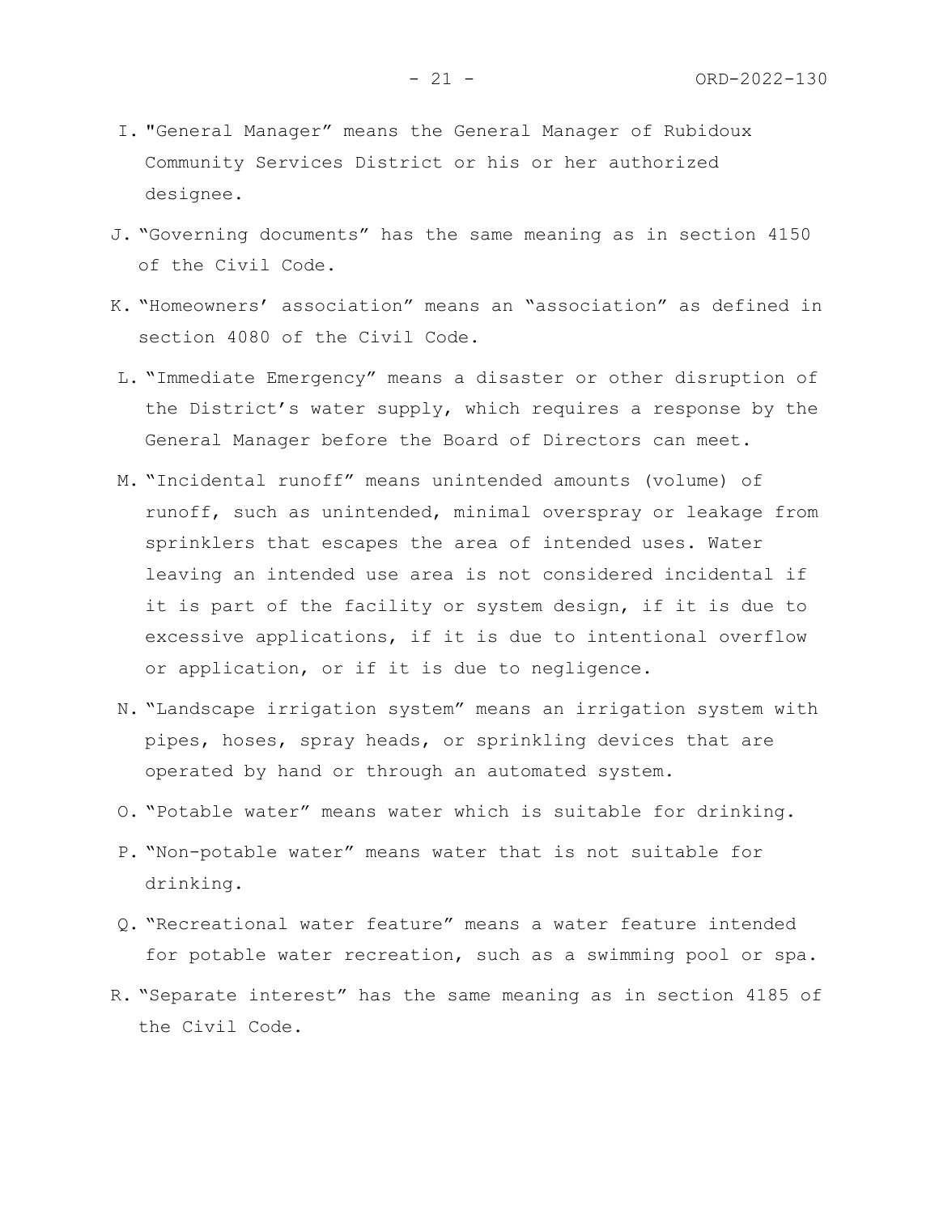I. "General Manager" means the General Manager of Rubidoux Community Services District or his or her authorized designee.

J. "Governing documents" has the same meaning as in section 4150 of the Civil Code.

K. "Homeowners' association" means an "association" as defined in section 4080 of the Civil Code.

L. "Immediate Emergency" means a disaster or other disruption of the District's water supply, which requires a response by the General Manager before the Board of Directors can meet.

M. "Incidental runoff" means unintended amounts (volume) of runoff, such as unintended, minimal overspray or leakage from sprinklers that escapes the area of intended uses. Water leaving an intended use area is not considered incidental if it is part of the facility or system design, if it is due to excessive applications, if it is due to intentional overflow or application, or if it is due to negligence.

N. "Landscape irrigation system" means an irrigation system with pipes, hoses, spray heads, or sprinkling devices that are operated by hand or through an automated system.

O. "Potable water" means water which is suitable for drinking.

P. "Non-potable water" means water that is not suitable for drinking.

Q. "Recreational water feature" means a water feature intended for potable water recreation, such as a swimming pool or spa.

R. "Separate interest" has the same meaning as in section 4185 of the Civil Code.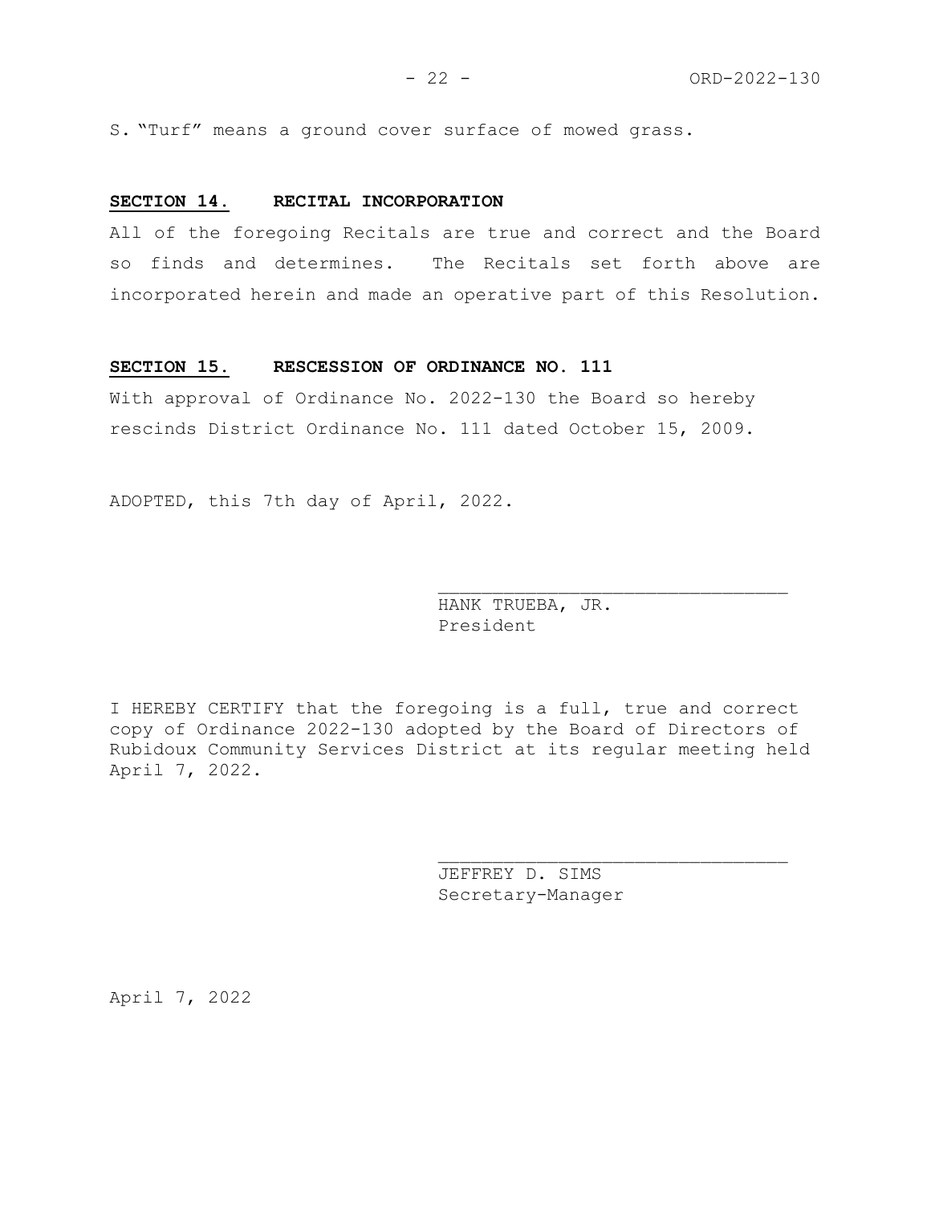S. "Turf" means a ground cover surface of mowed grass.

**SECTION 14. RECITAL INCORPORATION**

All of the foregoing Recitals are true and correct and the Board so finds and determines. The Recitals set forth above are incorporated herein and made an operative part of this Resolution.

**SECTION 15. RESCESSION OF ORDINANCE NO. 111**

With approval of Ordinance No. 2022-130 the Board so hereby rescinds District Ordinance No. 111 dated October 15, 2009.

ADOPTED, this 7th day of April, 2022.

\_\_\_\_\_\_\_\_\_\_\_\_\_\_\_\_\_\_\_\_\_\_\_\_\_\_\_\_\_\_\_\_\_\_

HANK TRUEBA, JR.
President

I HEREBY CERTIFY that the foregoing is a full, true and correct copy of Ordinance 2022-130 adopted by the Board of Directors of Rubidoux Community Services District at its regular meeting held April 7, 2022.

\_\_\_\_\_\_\_\_\_\_\_\_\_\_\_\_\_\_\_\_\_\_\_\_\_\_\_\_\_\_\_\_\_\_

JEFFREY D. SIMS
Secretary-Manager

April 7, 2022